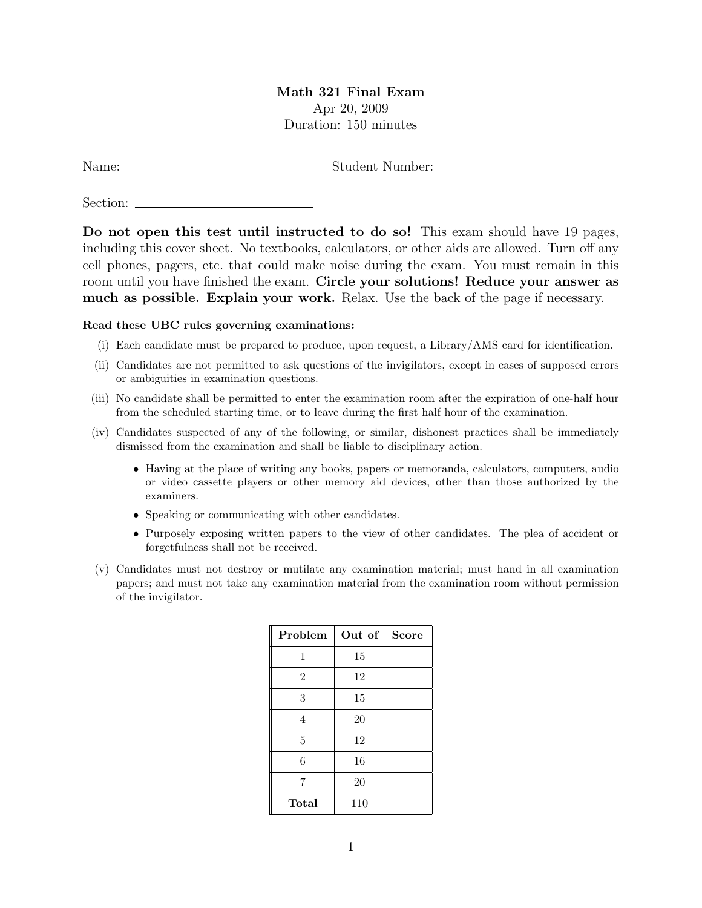# Math 321 Final Exam

Apr 20, 2009

Duration: 150 minutes

Name: ______________________ Student Number: ______________________

Section: ______________________

**Do not open this test until instructed to do so!** This exam should have 19 pages, including this cover sheet. No textbooks, calculators, or other aids are allowed. Turn off any cell phones, pagers, etc. that could make noise during the exam. You must remain in this room until you have finished the exam. **Circle your solutions! Reduce your answer as much as possible. Explain your work.** Relax. Use the back of the page if necessary.

**Read these UBC rules governing examinations:**

(i) Each candidate must be prepared to produce, upon request, a Library/AMS card for identification.

(ii) Candidates are not permitted to ask questions of the invigilators, except in cases of supposed errors or ambiguities in examination questions.

(iii) No candidate shall be permitted to enter the examination room after the expiration of one-half hour from the scheduled starting time, or to leave during the first half hour of the examination.

(iv) Candidates suspected of any of the following, or similar, dishonest practices shall be immediately dismissed from the examination and shall be liable to disciplinary action.

- Having at the place of writing any books, papers or memoranda, calculators, computers, audio or video cassette players or other memory aid devices, other than those authorized by the examiners.
- Speaking or communicating with other candidates.
- Purposely exposing written papers to the view of other candidates. The plea of accident or forgetfulness shall not be received.

(v) Candidates must not destroy or mutilate any examination material; must hand in all examination papers; and must not take any examination material from the examination room without permission of the invigilator.

| Problem | Out of | Score |
|---|---|---|
| 1 | 15 | |
| 2 | 12 | |
| 3 | 15 | |
| 4 | 20 | |
| 5 | 12 | |
| 6 | 16 | |
| 7 | 20 | |
| **Total** | 110 | |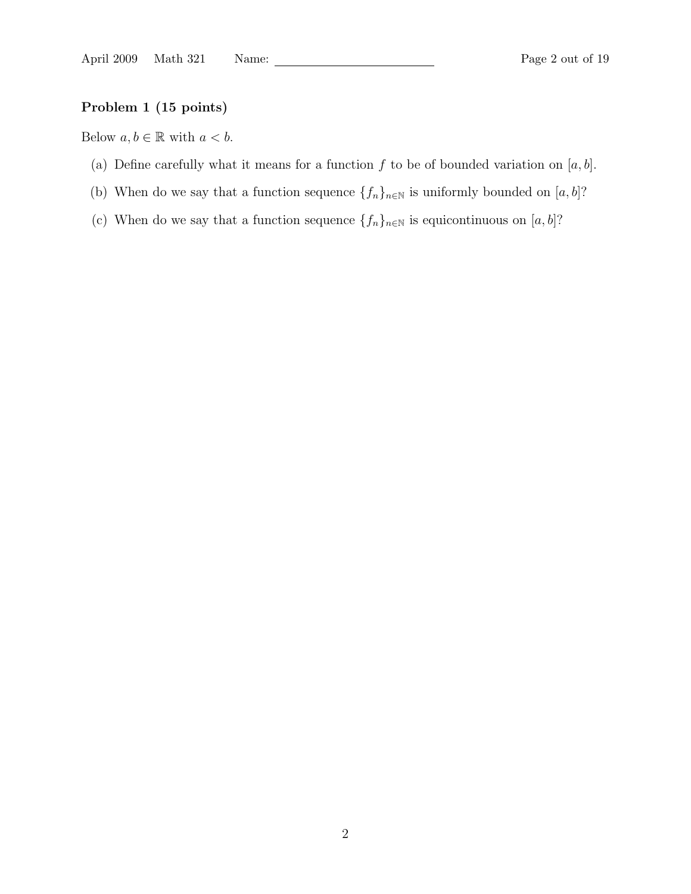**Problem 1 (15 points)**

Below $a, b \in \mathbb{R}$ with $a < b$.

(a) Define carefully what it means for a function $f$ to be of bounded variation on $[a, b]$.

(b) When do we say that a function sequence $\{f_n\}_{n \in \mathbb{N}}$ is uniformly bounded on $[a, b]$?

(c) When do we say that a function sequence $\{f_n\}_{n \in \mathbb{N}}$ is equicontinuous on $[a, b]$?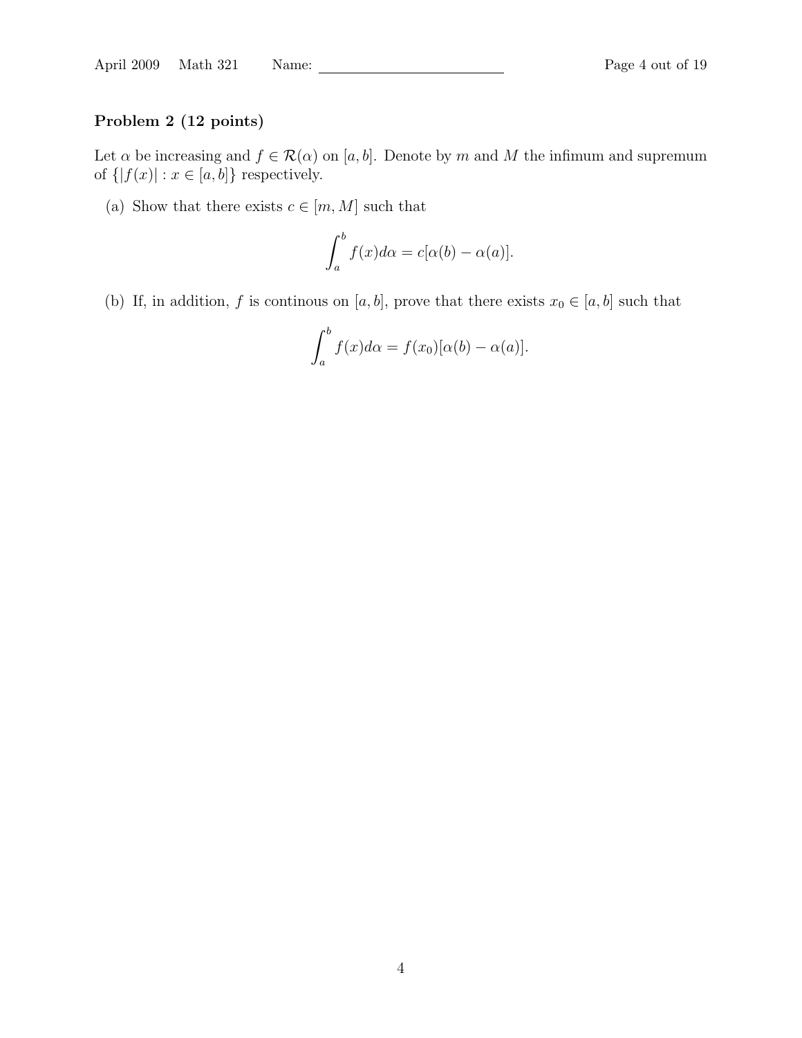**Problem 2 (12 points)**

Let $\alpha$ be increasing and $f \in \mathcal{R}(\alpha)$ on $[a, b]$. Denote by $m$ and $M$ the infimum and supremum of $\{|f(x)| : x \in [a, b]\}$ respectively.

(a) Show that there exists $c \in [m, M]$ such that

$$\int_a^b f(x) d\alpha = c[\alpha(b) - \alpha(a)].$$

(b) If, in addition, $f$ is continous on $[a, b]$, prove that there exists $x_0 \in [a, b]$ such that

$$\int_a^b f(x) d\alpha = f(x_0)[\alpha(b) - \alpha(a)].$$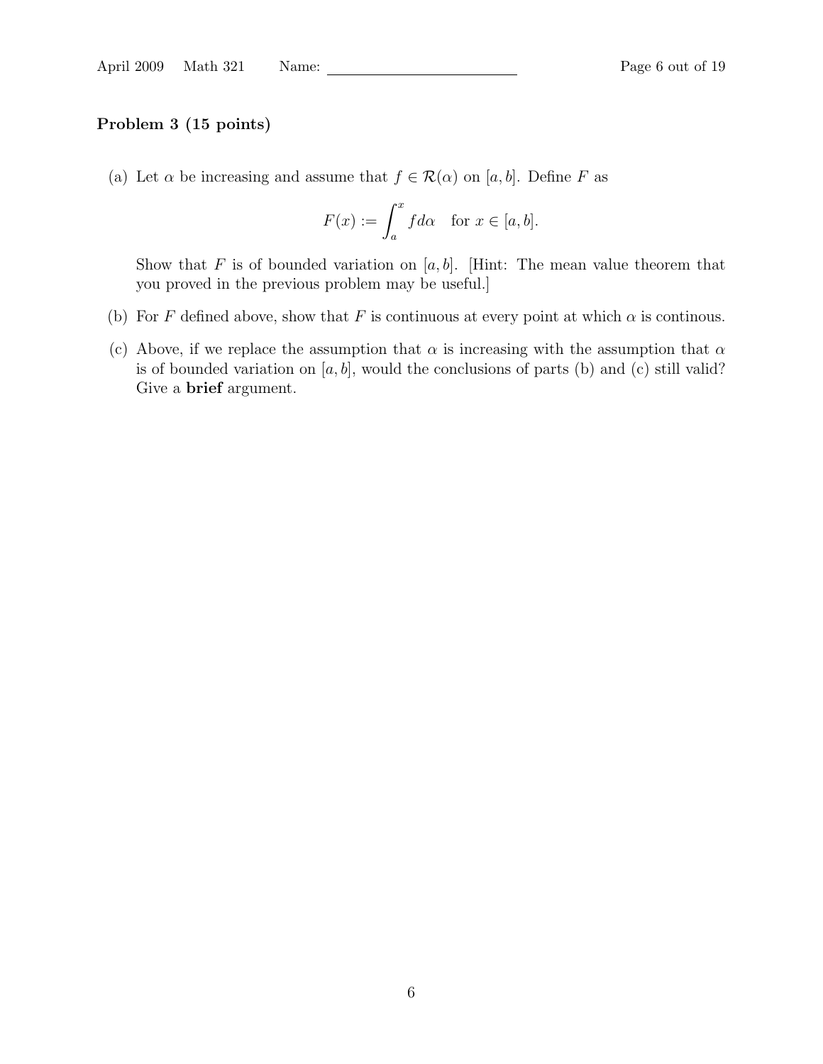**Problem 3 (15 points)**

(a) Let $\alpha$ be increasing and assume that $f \in \mathcal{R}(\alpha)$ on $[a, b]$. Define $F$ as

$$F(x) := \int_a^x f d\alpha \quad \text{for } x \in [a, b].$$

Show that $F$ is of bounded variation on $[a, b]$. [Hint: The mean value theorem that you proved in the previous problem may be useful.]

(b) For $F$ defined above, show that $F$ is continuous at every point at which $\alpha$ is continous.

(c) Above, if we replace the assumption that $\alpha$ is increasing with the assumption that $\alpha$ is of bounded variation on $[a, b]$, would the conclusions of parts (b) and (c) still valid? Give a **brief** argument.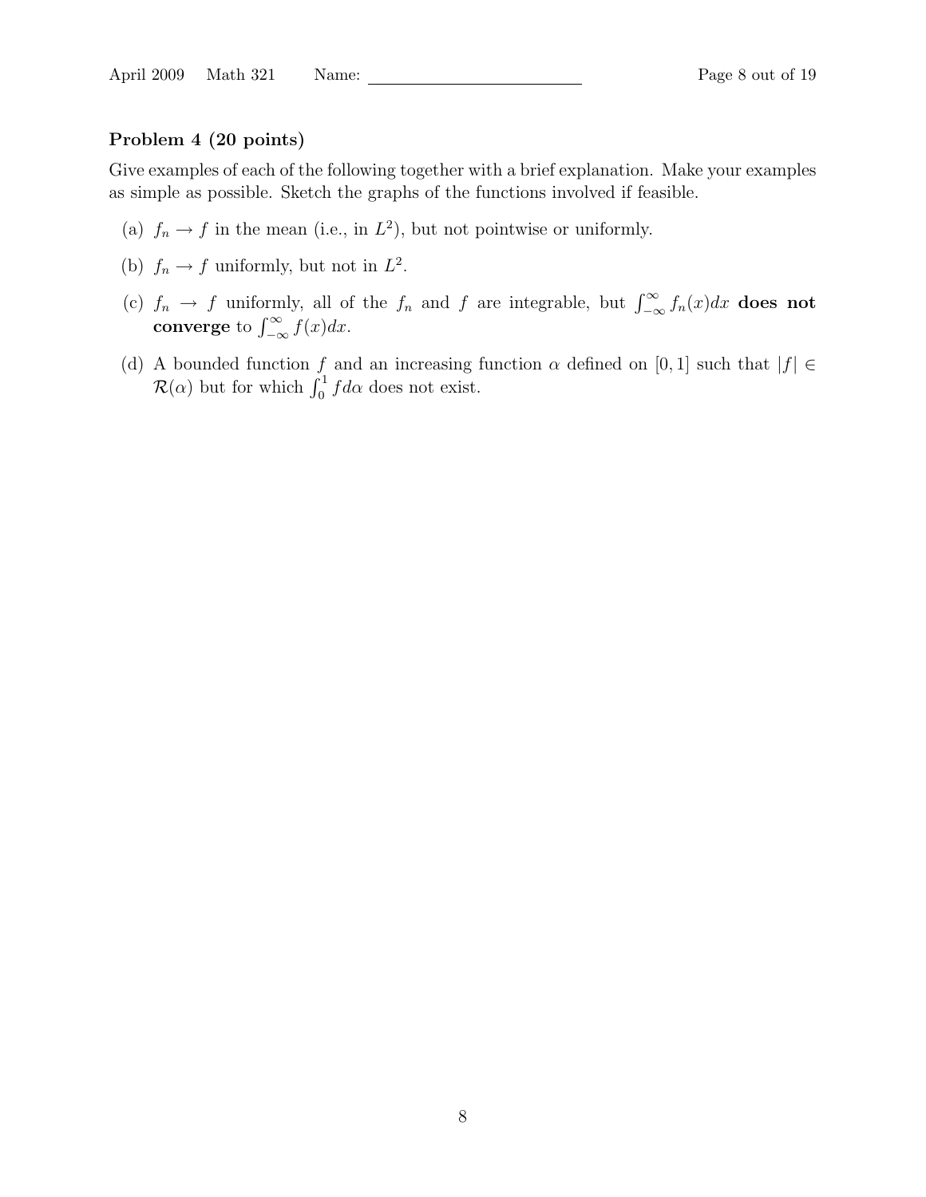### Problem 4 (20 points)

Give examples of each of the following together with a brief explanation. Make your examples as simple as possible. Sketch the graphs of the functions involved if feasible.

(a) $f_n \to f$ in the mean (i.e., in $L^2$), but not pointwise or uniformly.

(b) $f_n \to f$ uniformly, but not in $L^2$.

(c) $f_n \to f$ uniformly, all of the $f_n$ and $f$ are integrable, but $\int_{-\infty}^{\infty} f_n(x)dx$ **does not converge** to $\int_{-\infty}^{\infty} f(x)dx$.

(d) A bounded function $f$ and an increasing function $\alpha$ defined on $[0, 1]$ such that $|f| \in \mathcal{R}(\alpha)$ but for which $\int_0^1 f d\alpha$ does not exist.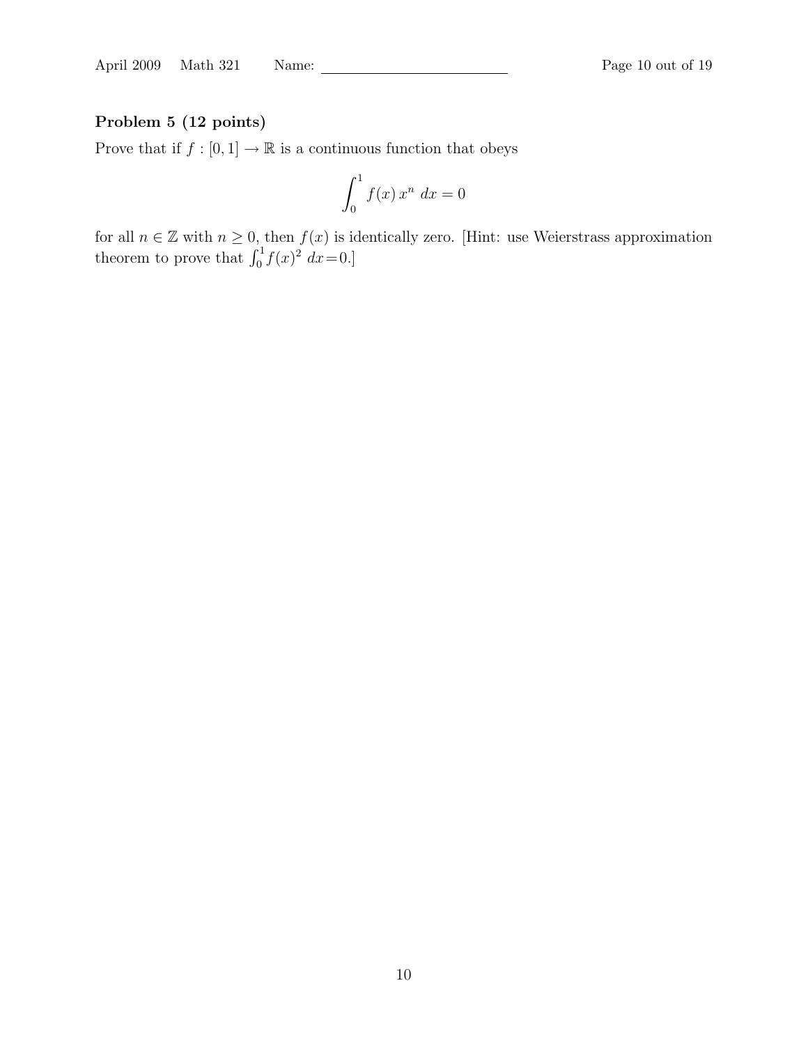**Problem 5 (12 points)**

Prove that if $f : [0, 1] \to \mathbb{R}$ is a continuous function that obeys

$$\int_0^1 f(x)\, x^n \; dx = 0$$

for all $n \in \mathbb{Z}$ with $n \geq 0$, then $f(x)$ is identically zero. [Hint: use Weierstrass approximation theorem to prove that $\int_0^1 f(x)^2 \; dx = 0$.]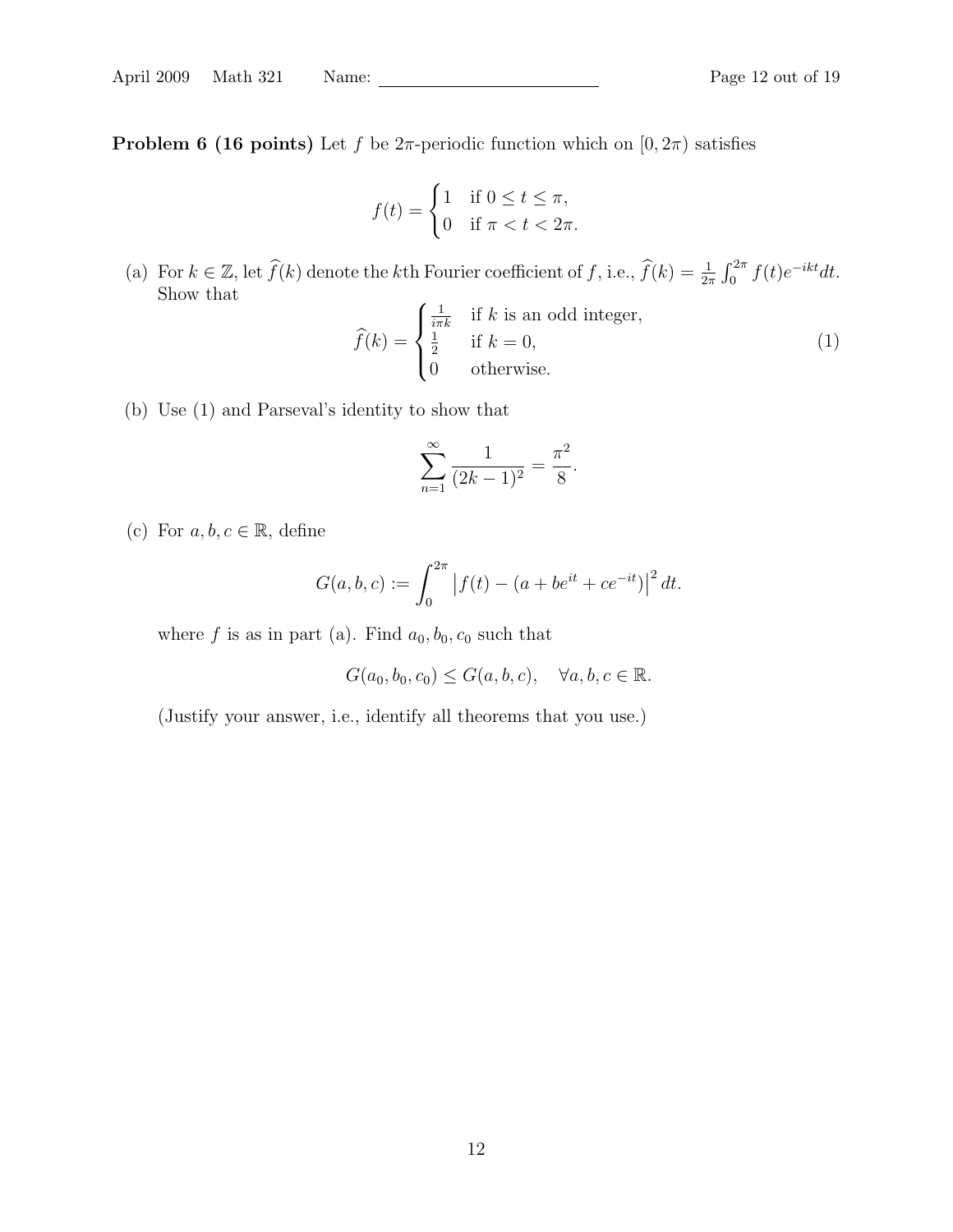**Problem 6 (16 points)** Let $f$ be $2\pi$-periodic function which on $[0, 2\pi)$ satisfies

$$f(t) = \begin{cases} 1 & \text{if } 0 \leq t \leq \pi, \\ 0 & \text{if } \pi < t < 2\pi. \end{cases}$$

(a) For $k \in \mathbb{Z}$, let $\widehat{f}(k)$ denote the $k$th Fourier coefficient of $f$, i.e., $\widehat{f}(k) = \frac{1}{2\pi}\int_0^{2\pi} f(t)e^{-ikt}dt$. Show that

$$\widehat{f}(k) = \begin{cases} \frac{1}{i\pi k} & \text{if } k \text{ is an odd integer,} \\ \frac{1}{2} & \text{if } k = 0, \\ 0 & \text{otherwise.} \end{cases} \tag{1}$$

(b) Use (1) and Parseval's identity to show that

$$\sum_{n=1}^{\infty} \frac{1}{(2k-1)^2} = \frac{\pi^2}{8}.$$

(c) For $a, b, c \in \mathbb{R}$, define

$$G(a, b, c) := \int_0^{2\pi} \left| f(t) - (a + be^{it} + ce^{-it}) \right|^2 dt.$$

where $f$ is as in part (a). Find $a_0, b_0, c_0$ such that

$$G(a_0, b_0, c_0) \leq G(a, b, c), \quad \forall a, b, c \in \mathbb{R}.$$

(Justify your answer, i.e., identify all theorems that you use.)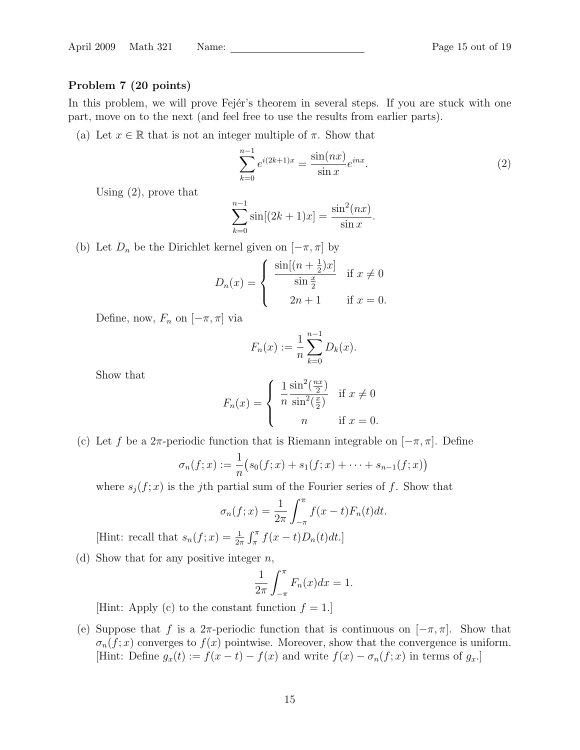**Problem 7 (20 points)**

In this problem, we will prove Fejér's theorem in several steps. If you are stuck with one part, move on to the next (and feel free to use the results from earlier parts).

(a) Let $x \in \mathbb{R}$ that is not an integer multiple of $\pi$. Show that

$$\sum_{k=0}^{n-1} e^{i(2k+1)x} = \frac{\sin(nx)}{\sin x} e^{inx}. \tag{2}$$

Using (2), prove that

$$\sum_{k=0}^{n-1} \sin[(2k+1)x] = \frac{\sin^2(nx)}{\sin x}.$$

(b) Let $D_n$ be the Dirichlet kernel given on $[-\pi, \pi]$ by

$$D_n(x) = \begin{cases} \dfrac{\sin[(n+\frac{1}{2})x]}{\sin\frac{x}{2}} & \text{if } x \neq 0 \\ 2n+1 & \text{if } x = 0. \end{cases}$$

Define, now, $F_n$ on $[-\pi, \pi]$ via

$$F_n(x) := \frac{1}{n} \sum_{k=0}^{n-1} D_k(x).$$

Show that

$$F_n(x) = \begin{cases} \dfrac{1}{n} \dfrac{\sin^2(\frac{nx}{2})}{\sin^2(\frac{x}{2})} & \text{if } x \neq 0 \\ n & \text{if } x = 0. \end{cases}$$

(c) Let $f$ be a $2\pi$-periodic function that is Riemann integrable on $[-\pi, \pi]$. Define

$$\sigma_n(f; x) := \frac{1}{n}\big(s_0(f;x) + s_1(f;x) + \cdots + s_{n-1}(f;x)\big)$$

where $s_j(f;x)$ is the $j$th partial sum of the Fourier series of $f$. Show that

$$\sigma_n(f;x) = \frac{1}{2\pi} \int_{-\pi}^{\pi} f(x-t) F_n(t) dt.$$

[Hint: recall that $s_n(f;x) = \frac{1}{2\pi} \int_{\pi}^{\pi} f(x-t) D_n(t) dt$.]

(d) Show that for any positive integer $n$,

$$\frac{1}{2\pi} \int_{-\pi}^{\pi} F_n(x) dx = 1.$$

[Hint: Apply (c) to the constant function $f = 1$.]

(e) Suppose that $f$ is a $2\pi$-periodic function that is continuous on $[-\pi, \pi]$. Show that $\sigma_n(f;x)$ converges to $f(x)$ pointwise. Moreover, show that the convergence is uniform. [Hint: Define $g_x(t) := f(x-t) - f(x)$ and write $f(x) - \sigma_n(f;x)$ in terms of $g_x$.]